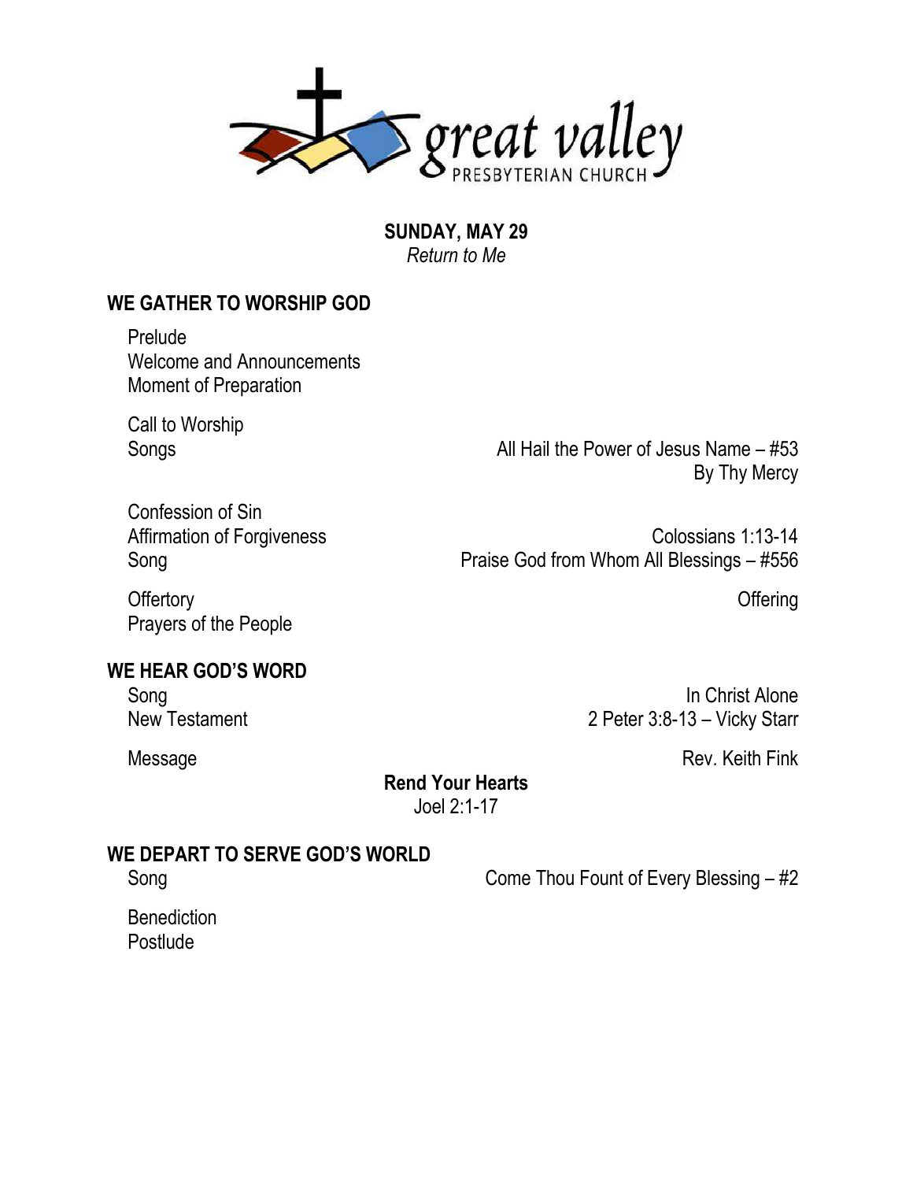great valley
PRESBYTERIAN CHURCH

**SUNDAY, MAY 29**
*Return to Me*

## WE GATHER TO WORSHIP GOD

Prelude
Welcome and Announcements
Moment of Preparation

Call to Worship
Songs — All Hail the Power of Jesus Name – #53
By Thy Mercy

Confession of Sin
Affirmation of Forgiveness — Colossians 1:13-14
Song — Praise God from Whom All Blessings – #556

Offertory — Offering
Prayers of the People

## WE HEAR GOD'S WORD

Song — In Christ Alone
New Testament — 2 Peter 3:8-13 – Vicky Starr

Message — Rev. Keith Fink

**Rend Your Hearts**
Joel 2:1-17

## WE DEPART TO SERVE GOD'S WORLD

Song — Come Thou Fount of Every Blessing – #2

Benediction
Postlude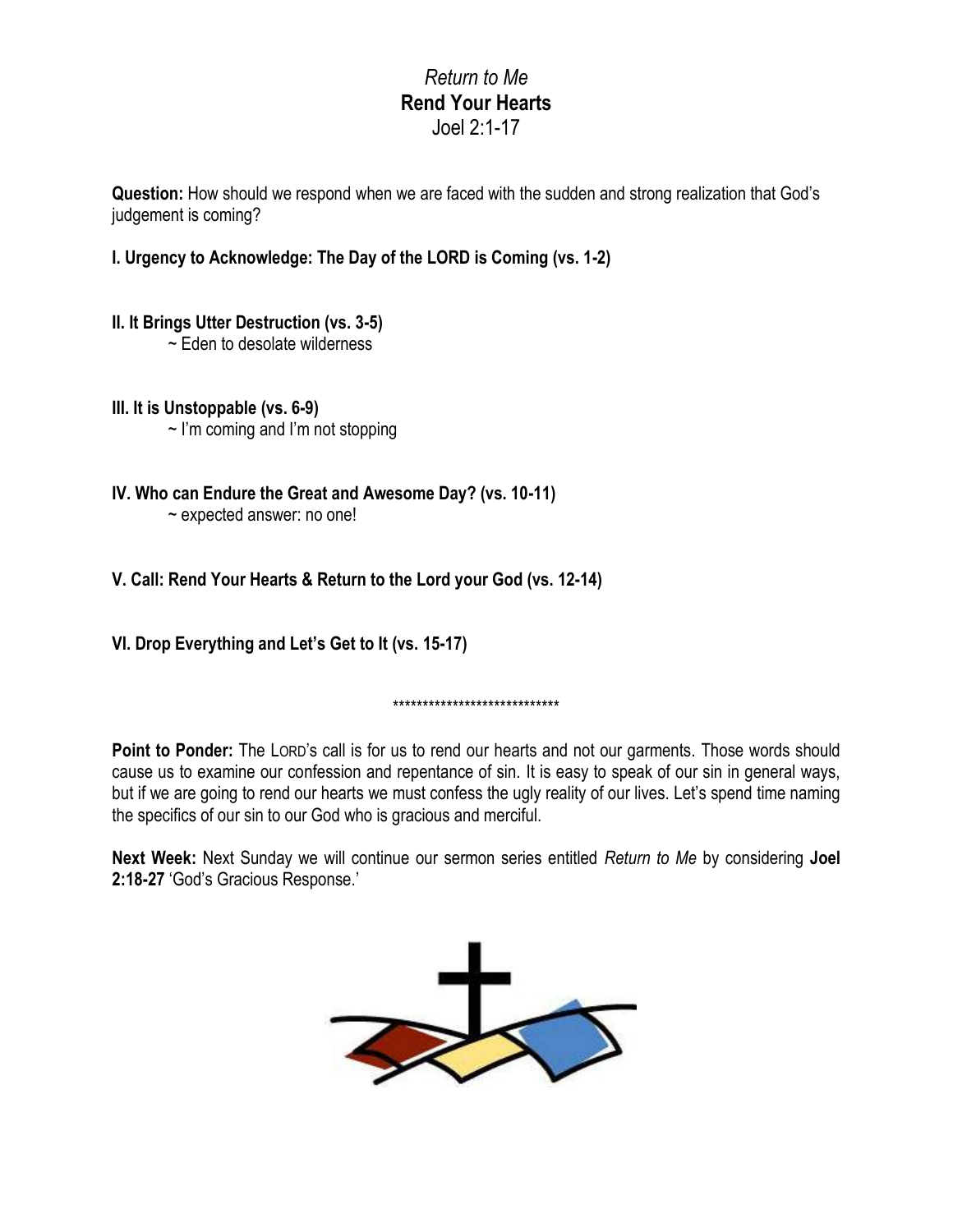*Return to Me*
**Rend Your Hearts**
Joel 2:1-17

**Question:** How should we respond when we are faced with the sudden and strong realization that God's judgement is coming?

**I. Urgency to Acknowledge: The Day of the LORD is Coming (vs. 1-2)**

**II. It Brings Utter Destruction (vs. 3-5)**

~ Eden to desolate wilderness

**III. It is Unstoppable (vs. 6-9)**

~ I'm coming and I'm not stopping

**IV. Who can Endure the Great and Awesome Day? (vs. 10-11)**

~ expected answer: no one!

**V. Call: Rend Your Hearts & Return to the Lord your God (vs. 12-14)**

**VI. Drop Everything and Let's Get to It (vs. 15-17)**

****************************

**Point to Ponder:** The LORD's call is for us to rend our hearts and not our garments. Those words should cause us to examine our confession and repentance of sin. It is easy to speak of our sin in general ways, but if we are going to rend our hearts we must confess the ugly reality of our lives. Let's spend time naming the specifics of our sin to our God who is gracious and merciful.

**Next Week:** Next Sunday we will continue our sermon series entitled *Return to Me* by considering **Joel 2:18-27** 'God's Gracious Response.'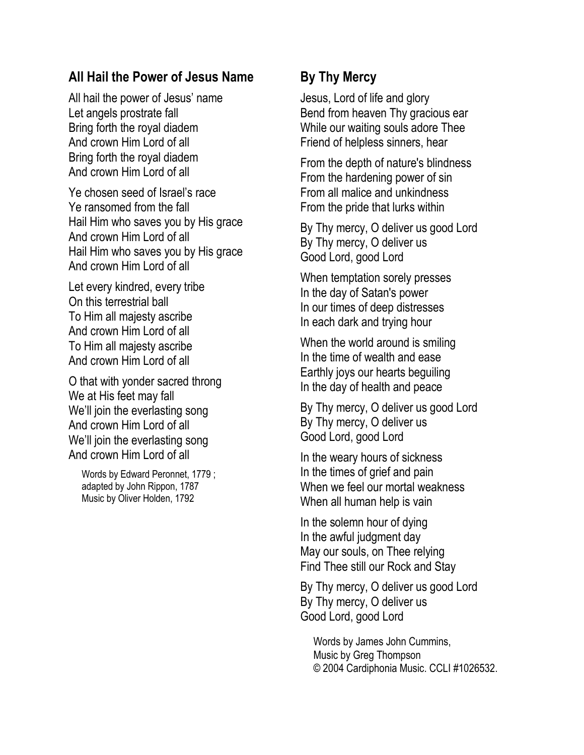## All Hail the Power of Jesus Name

All hail the power of Jesus' name
Let angels prostrate fall
Bring forth the royal diadem
And crown Him Lord of all
Bring forth the royal diadem
And crown Him Lord of all

Ye chosen seed of Israel's race
Ye ransomed from the fall
Hail Him who saves you by His grace
And crown Him Lord of all
Hail Him who saves you by His grace
And crown Him Lord of all

Let every kindred, every tribe
On this terrestrial ball
To Him all majesty ascribe
And crown Him Lord of all
To Him all majesty ascribe
And crown Him Lord of all

O that with yonder sacred throng
We at His feet may fall
We'll join the everlasting song
And crown Him Lord of all
We'll join the everlasting song
And crown Him Lord of all

Words by Edward Peronnet, 1779 ;
adapted by John Rippon, 1787
Music by Oliver Holden, 1792

## By Thy Mercy

Jesus, Lord of life and glory
Bend from heaven Thy gracious ear
While our waiting souls adore Thee
Friend of helpless sinners, hear

From the depth of nature's blindness
From the hardening power of sin
From all malice and unkindness
From the pride that lurks within

By Thy mercy, O deliver us good Lord
By Thy mercy, O deliver us
Good Lord, good Lord

When temptation sorely presses
In the day of Satan's power
In our times of deep distresses
In each dark and trying hour

When the world around is smiling
In the time of wealth and ease
Earthly joys our hearts beguiling
In the day of health and peace

By Thy mercy, O deliver us good Lord
By Thy mercy, O deliver us
Good Lord, good Lord

In the weary hours of sickness
In the times of grief and pain
When we feel our mortal weakness
When all human help is vain

In the solemn hour of dying
In the awful judgment day
May our souls, on Thee relying
Find Thee still our Rock and Stay

By Thy mercy, O deliver us good Lord
By Thy mercy, O deliver us
Good Lord, good Lord

Words by James John Cummins,
Music by Greg Thompson
© 2004 Cardiphonia Music. CCLI #1026532.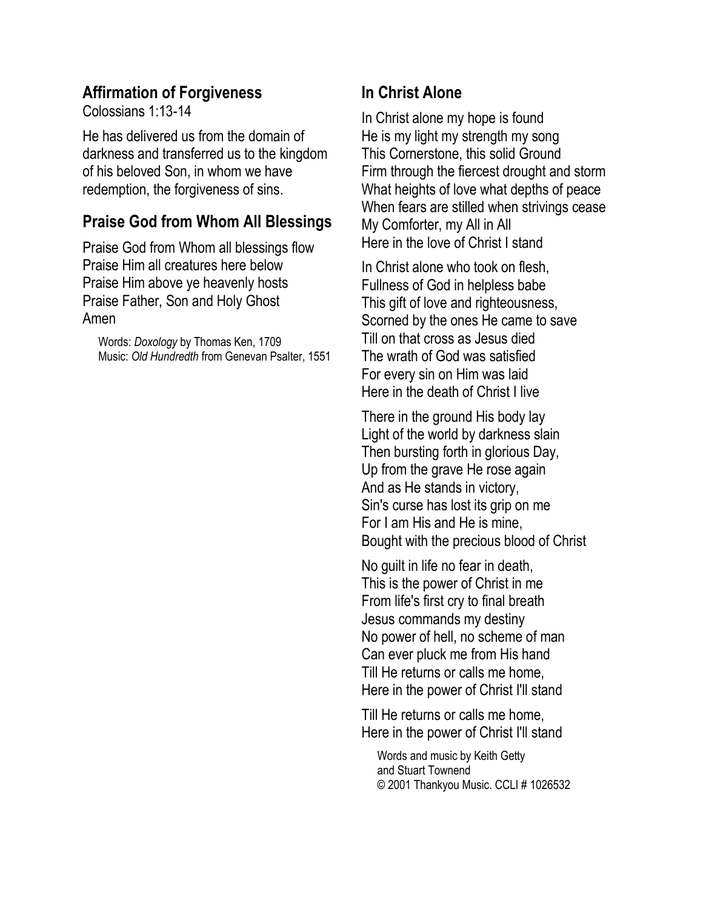## Affirmation of Forgiveness

Colossians 1:13-14

He has delivered us from the domain of darkness and transferred us to the kingdom of his beloved Son, in whom we have redemption, the forgiveness of sins.

## Praise God from Whom All Blessings

Praise God from Whom all blessings flow
Praise Him all creatures here below
Praise Him above ye heavenly hosts
Praise Father, Son and Holy Ghost
Amen

Words: *Doxology* by Thomas Ken, 1709
Music: *Old Hundredth* from Genevan Psalter, 1551

## In Christ Alone

In Christ alone my hope is found
He is my light my strength my song
This Cornerstone, this solid Ground
Firm through the fiercest drought and storm
What heights of love what depths of peace
When fears are stilled when strivings cease
My Comforter, my All in All
Here in the love of Christ I stand

In Christ alone who took on flesh,
Fullness of God in helpless babe
This gift of love and righteousness,
Scorned by the ones He came to save
Till on that cross as Jesus died
The wrath of God was satisfied
For every sin on Him was laid
Here in the death of Christ I live

There in the ground His body lay
Light of the world by darkness slain
Then bursting forth in glorious Day,
Up from the grave He rose again
And as He stands in victory,
Sin's curse has lost its grip on me
For I am His and He is mine,
Bought with the precious blood of Christ

No guilt in life no fear in death,
This is the power of Christ in me
From life's first cry to final breath
Jesus commands my destiny
No power of hell, no scheme of man
Can ever pluck me from His hand
Till He returns or calls me home,
Here in the power of Christ I'll stand

Till He returns or calls me home,
Here in the power of Christ I'll stand

Words and music by Keith Getty
and Stuart Townend
© 2001 Thankyou Music. CCLI # 1026532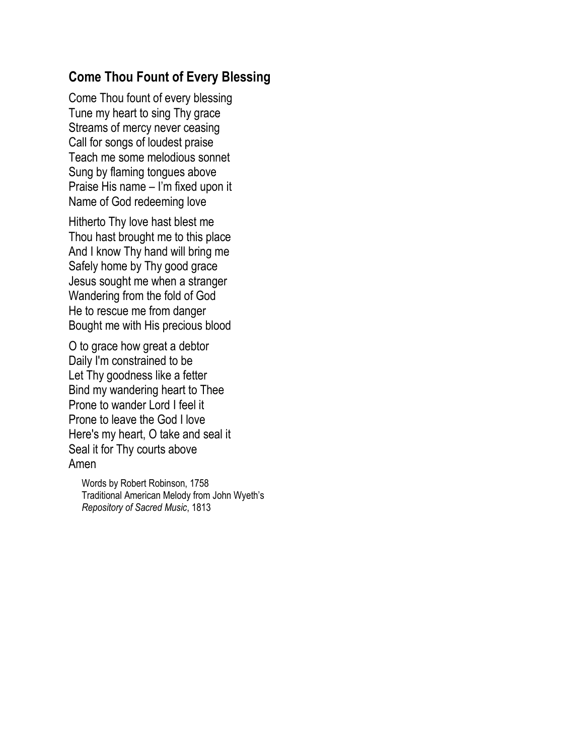## Come Thou Fount of Every Blessing

Come Thou fount of every blessing
Tune my heart to sing Thy grace
Streams of mercy never ceasing
Call for songs of loudest praise
Teach me some melodious sonnet
Sung by flaming tongues above
Praise His name – I'm fixed upon it
Name of God redeeming love

Hitherto Thy love hast blest me
Thou hast brought me to this place
And I know Thy hand will bring me
Safely home by Thy good grace
Jesus sought me when a stranger
Wandering from the fold of God
He to rescue me from danger
Bought me with His precious blood

O to grace how great a debtor
Daily I'm constrained to be
Let Thy goodness like a fetter
Bind my wandering heart to Thee
Prone to wander Lord I feel it
Prone to leave the God I love
Here's my heart, O take and seal it
Seal it for Thy courts above
Amen

Words by Robert Robinson, 1758
Traditional American Melody from John Wyeth's
*Repository of Sacred Music*, 1813